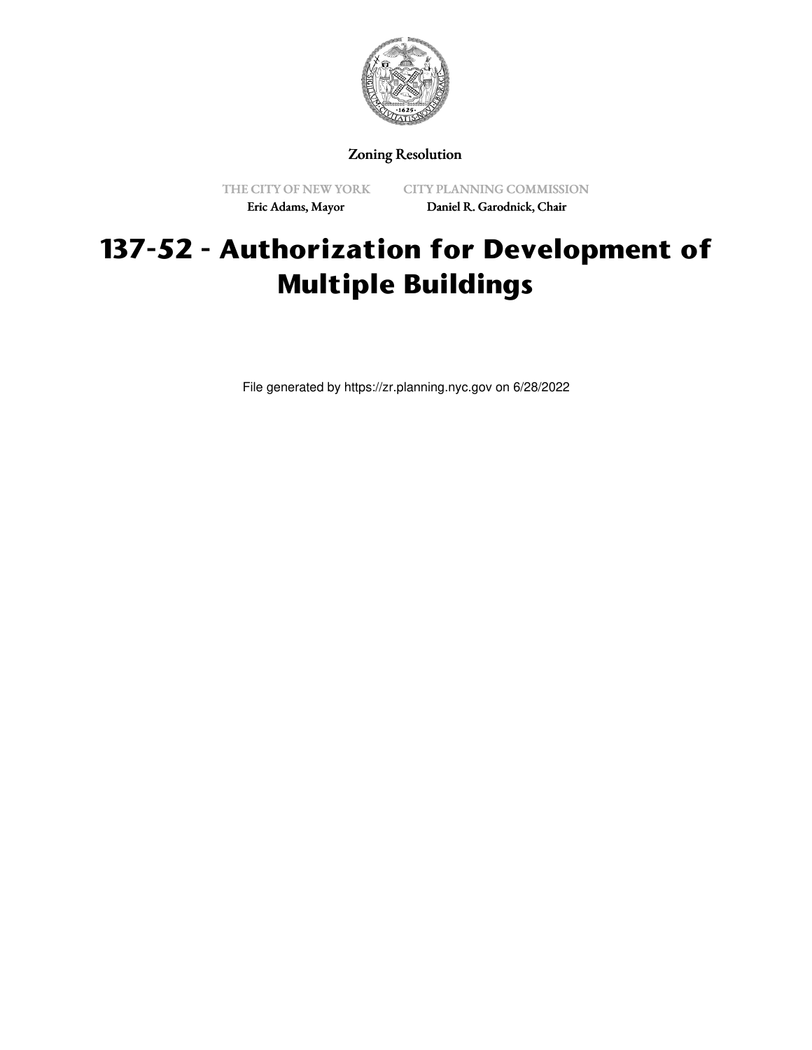Zoning Resolution

THE CITY OF NEW YORK
Eric Adams, Mayor

CITY PLANNING COMMISSION
Daniel R. Garodnick, Chair

# 137-52 - Authorization for Development of Multiple Buildings

File generated by https://zr.planning.nyc.gov on 6/28/2022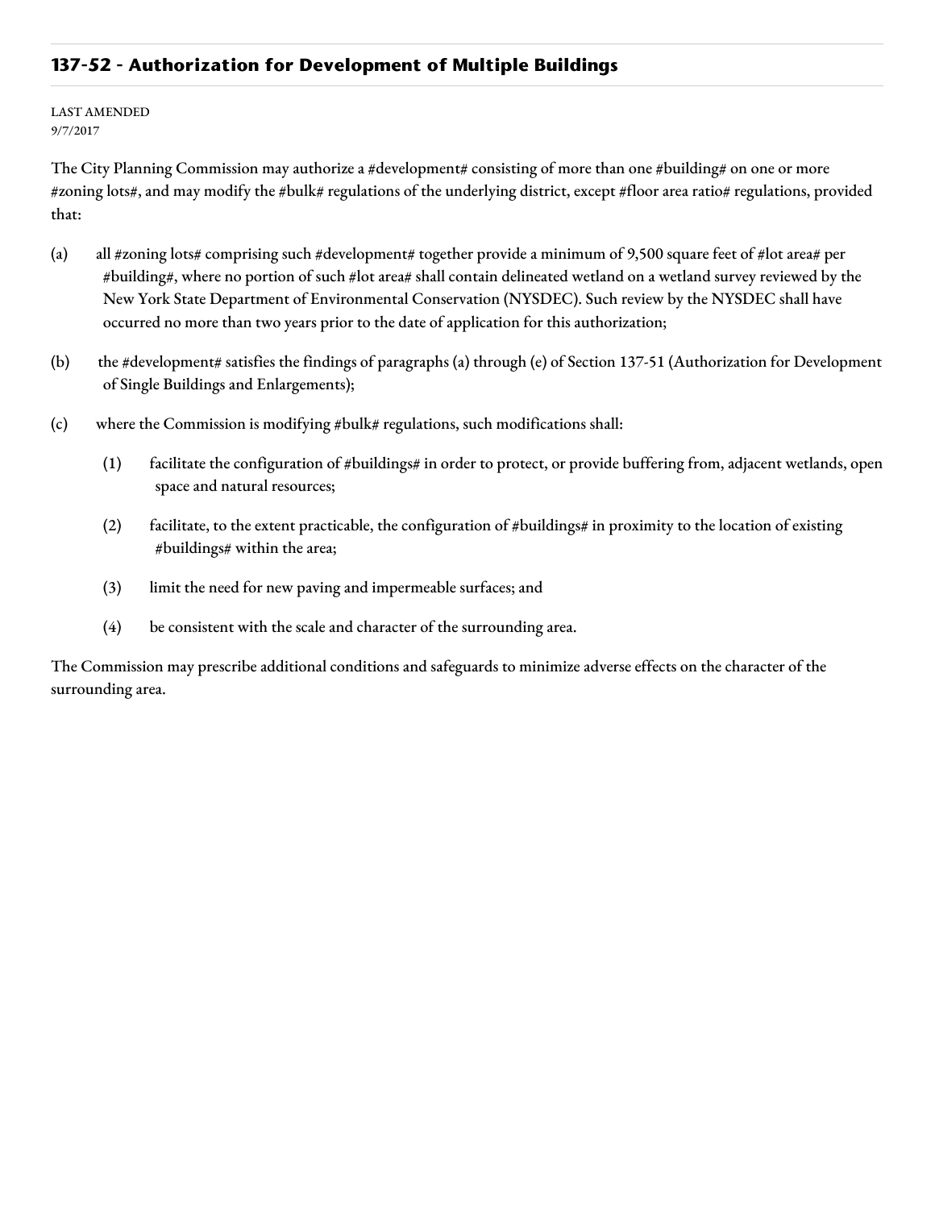## 137-52 - Authorization for Development of Multiple Buildings

LAST AMENDED
9/7/2017

The City Planning Commission may authorize a #development# consisting of more than one #building# on one or more #zoning lots#, and may modify the #bulk# regulations of the underlying district, except #floor area ratio# regulations, provided that:

(a) all #zoning lots# comprising such #development# together provide a minimum of 9,500 square feet of #lot area# per #building#, where no portion of such #lot area# shall contain delineated wetland on a wetland survey reviewed by the New York State Department of Environmental Conservation (NYSDEC). Such review by the NYSDEC shall have occurred no more than two years prior to the date of application for this authorization;

(b) the #development# satisfies the findings of paragraphs (a) through (e) of Section 137-51 (Authorization for Development of Single Buildings and Enlargements);

(c) where the Commission is modifying #bulk# regulations, such modifications shall:

(1) facilitate the configuration of #buildings# in order to protect, or provide buffering from, adjacent wetlands, open space and natural resources;

(2) facilitate, to the extent practicable, the configuration of #buildings# in proximity to the location of existing #buildings# within the area;

(3) limit the need for new paving and impermeable surfaces; and

(4) be consistent with the scale and character of the surrounding area.

The Commission may prescribe additional conditions and safeguards to minimize adverse effects on the character of the surrounding area.